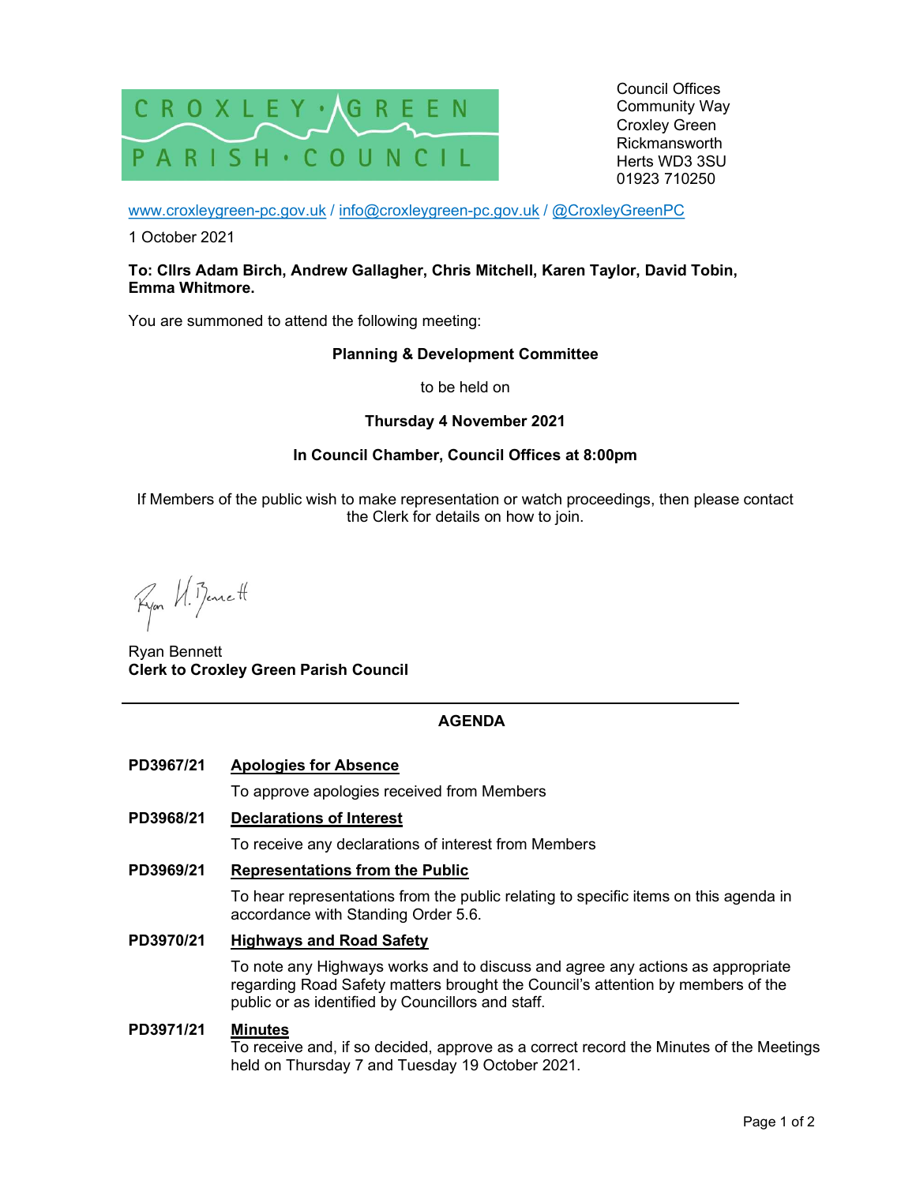CROXLEY · GREEN PARISH · COUNCIL

Council Offices
Community Way
Croxley Green
Rickmansworth
Herts WD3 3SU
01923 710250

www.croxleygreen-pc.gov.uk / info@croxleygreen-pc.gov.uk / @CroxleyGreenPC

1 October 2021

**To: Cllrs Adam Birch, Andrew Gallagher, Chris Mitchell, Karen Taylor, David Tobin, Emma Whitmore.**

You are summoned to attend the following meeting:

**Planning & Development Committee**

to be held on

**Thursday 4 November 2021**

**In Council Chamber, Council Offices at 8:00pm**

If Members of the public wish to make representation or watch proceedings, then please contact the Clerk for details on how to join.

Ryan H. Bennett

Ryan Bennett
**Clerk to Croxley Green Parish Council**

---

## AGENDA

**PD3967/21** **Apologies for Absence**

To approve apologies received from Members

**PD3968/21** **Declarations of Interest**

To receive any declarations of interest from Members

**PD3969/21** **Representations from the Public**

To hear representations from the public relating to specific items on this agenda in accordance with Standing Order 5.6.

**PD3970/21** **Highways and Road Safety**

To note any Highways works and to discuss and agree any actions as appropriate regarding Road Safety matters brought the Council's attention by members of the public or as identified by Councillors and staff.

**PD3971/21** **Minutes**

To receive and, if so decided, approve as a correct record the Minutes of the Meetings held on Thursday 7 and Tuesday 19 October 2021.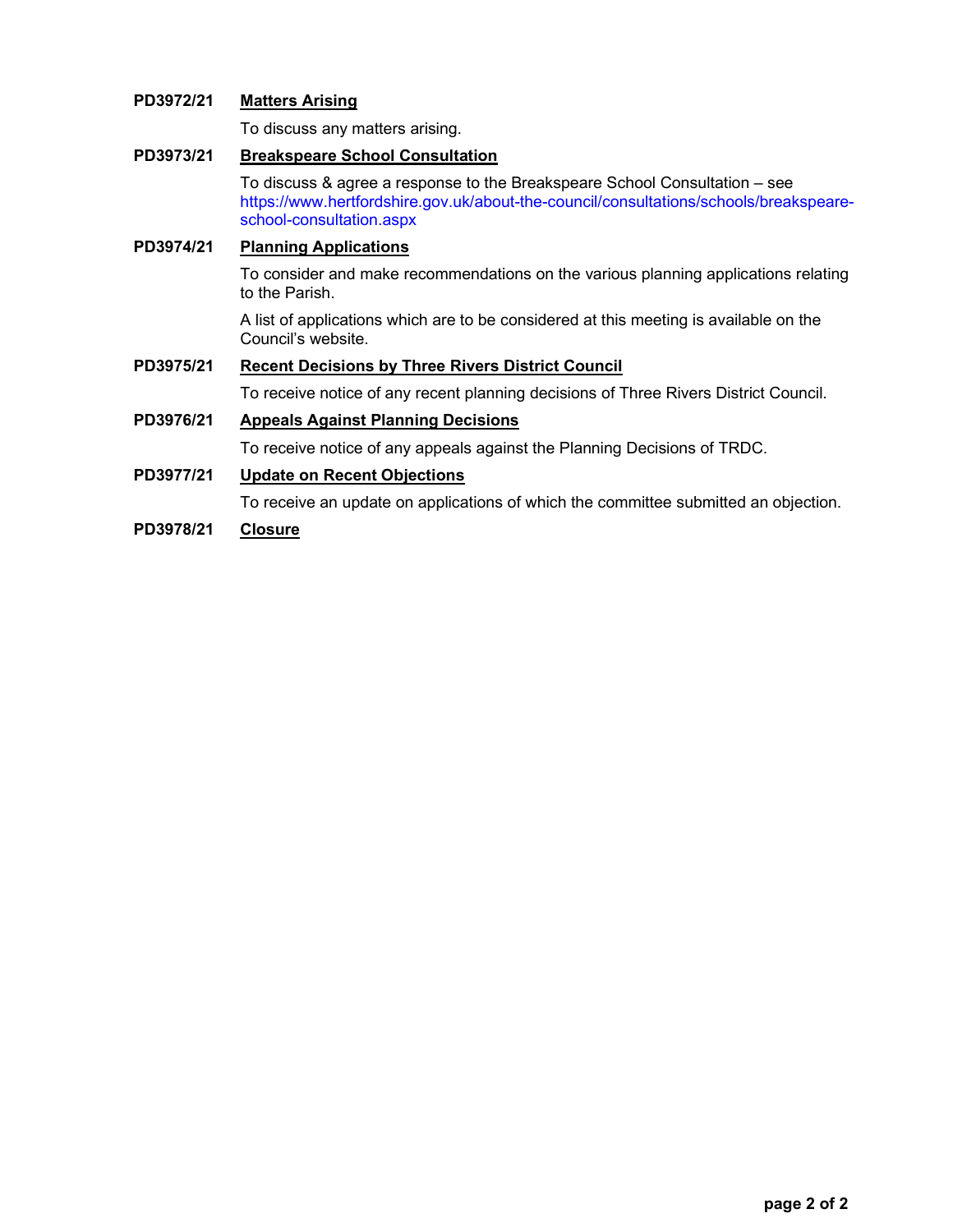**PD3972/21 Matters Arising**

To discuss any matters arising.

**PD3973/21 Breakspeare School Consultation**

To discuss & agree a response to the Breakspeare School Consultation – see https://www.hertfordshire.gov.uk/about-the-council/consultations/schools/breakspeare-school-consultation.aspx

**PD3974/21 Planning Applications**

To consider and make recommendations on the various planning applications relating to the Parish.

A list of applications which are to be considered at this meeting is available on the Council's website.

**PD3975/21 Recent Decisions by Three Rivers District Council**

To receive notice of any recent planning decisions of Three Rivers District Council.

**PD3976/21 Appeals Against Planning Decisions**

To receive notice of any appeals against the Planning Decisions of TRDC.

**PD3977/21 Update on Recent Objections**

To receive an update on applications of which the committee submitted an objection.

**PD3978/21 Closure**